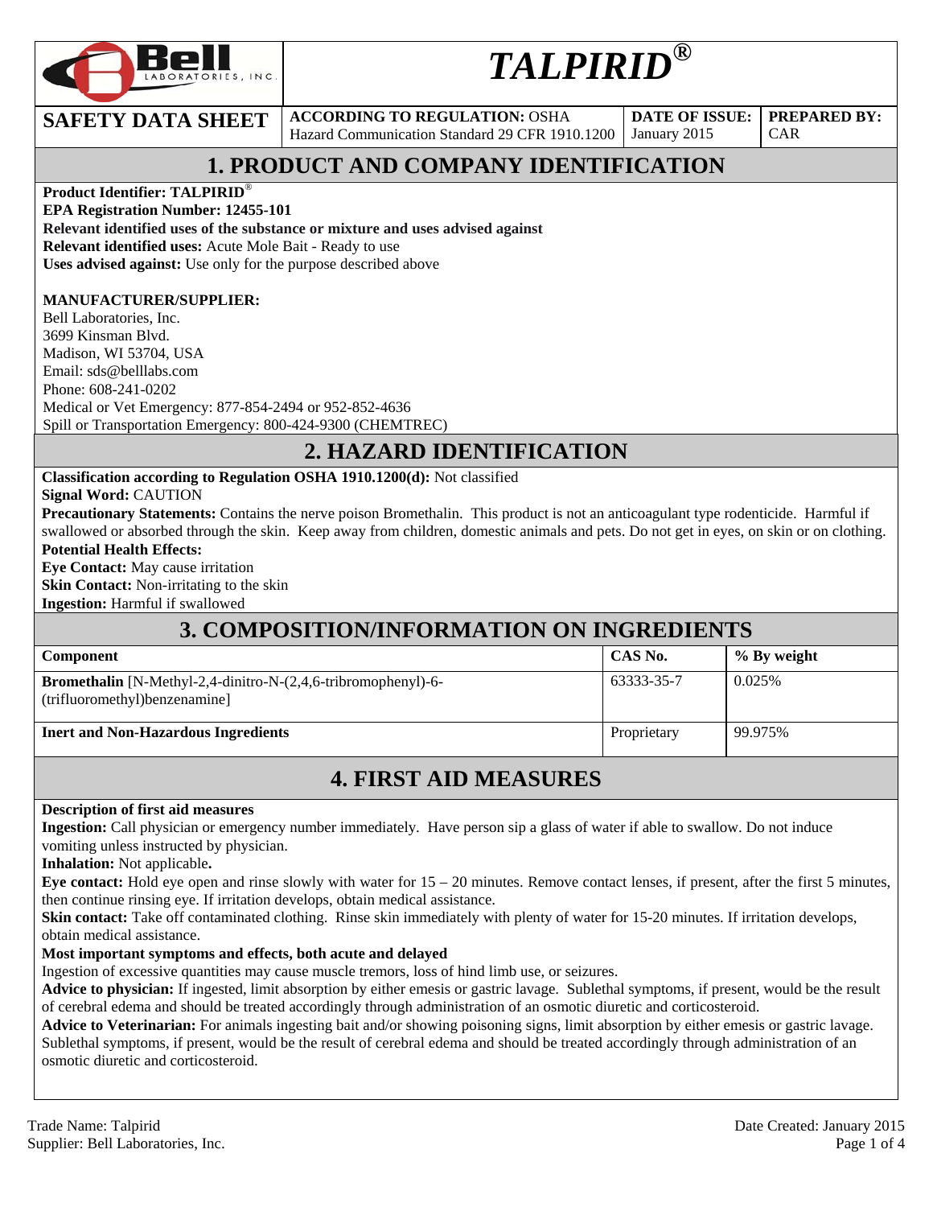Bell LABORATORIES, INC.

# TALPIRID®

| SAFETY DATA SHEET | ACCORDING TO REGULATION: OSHA Hazard Communication Standard 29 CFR 1910.1200 | DATE OF ISSUE: January 2015 | PREPARED BY: CAR |
|---|---|---|---|

## 1. PRODUCT AND COMPANY IDENTIFICATION

**Product Identifier: TALPIRID®**
**EPA Registration Number: 12455-101**
**Relevant identified uses of the substance or mixture and uses advised against**
**Relevant identified uses:** Acute Mole Bait - Ready to use
**Uses advised against:** Use only for the purpose described above

**MANUFACTURER/SUPPLIER:**
Bell Laboratories, Inc.
3699 Kinsman Blvd.
Madison, WI 53704, USA
Email: sds@belllabs.com
Phone: 608-241-0202
Medical or Vet Emergency: 877-854-2494 or 952-852-4636
Spill or Transportation Emergency: 800-424-9300 (CHEMTREC)

## 2. HAZARD IDENTIFICATION

**Classification according to Regulation OSHA 1910.1200(d):** Not classified
**Signal Word:** CAUTION
**Precautionary Statements:** Contains the nerve poison Bromethalin. This product is not an anticoagulant type rodenticide. Harmful if swallowed or absorbed through the skin. Keep away from children, domestic animals and pets. Do not get in eyes, on skin or on clothing.
**Potential Health Effects:**
**Eye Contact:** May cause irritation
**Skin Contact:** Non-irritating to the skin
**Ingestion:** Harmful if swallowed

## 3. COMPOSITION/INFORMATION ON INGREDIENTS

| Component | CAS No. | % By weight |
|---|---|---|
| **Bromethalin** [N-Methyl-2,4-dinitro-N-(2,4,6-tribromophenyl)-6-(trifluoromethyl)benzenamine] | 63333-35-7 | 0.025% |
| **Inert and Non-Hazardous Ingredients** | Proprietary | 99.975% |

## 4. FIRST AID MEASURES

**Description of first aid measures**
**Ingestion:** Call physician or emergency number immediately. Have person sip a glass of water if able to swallow. Do not induce vomiting unless instructed by physician.
**Inhalation:** Not applicable**.**
**Eye contact:** Hold eye open and rinse slowly with water for 15 – 20 minutes. Remove contact lenses, if present, after the first 5 minutes, then continue rinsing eye. If irritation develops, obtain medical assistance.
**Skin contact:** Take off contaminated clothing. Rinse skin immediately with plenty of water for 15-20 minutes. If irritation develops, obtain medical assistance.
**Most important symptoms and effects, both acute and delayed**
Ingestion of excessive quantities may cause muscle tremors, loss of hind limb use, or seizures.
**Advice to physician:** If ingested, limit absorption by either emesis or gastric lavage. Sublethal symptoms, if present, would be the result of cerebral edema and should be treated accordingly through administration of an osmotic diuretic and corticosteroid.
**Advice to Veterinarian:** For animals ingesting bait and/or showing poisoning signs, limit absorption by either emesis or gastric lavage. Sublethal symptoms, if present, would be the result of cerebral edema and should be treated accordingly through administration of an osmotic diuretic and corticosteroid.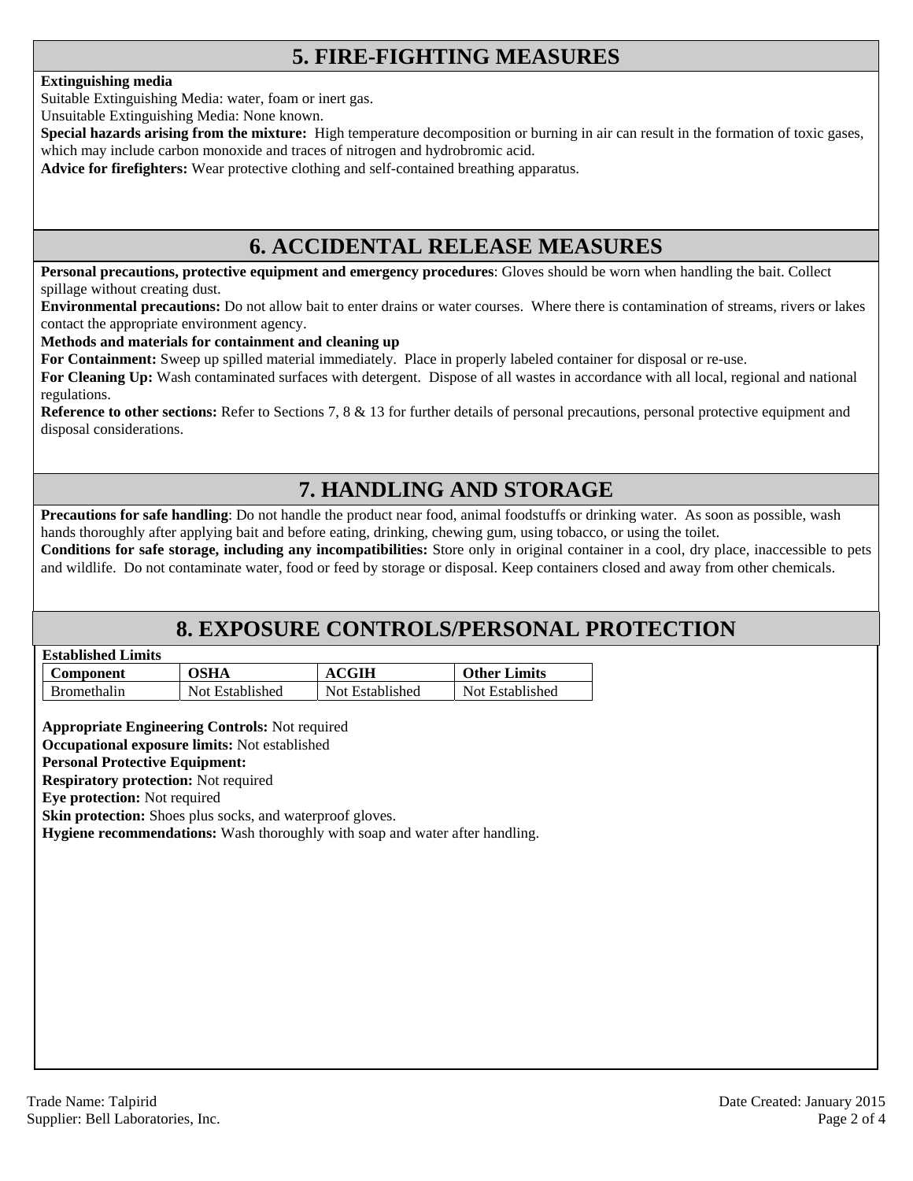## 5. FIRE-FIGHTING MEASURES

**Extinguishing media**

Suitable Extinguishing Media: water, foam or inert gas.

Unsuitable Extinguishing Media: None known.

**Special hazards arising from the mixture:** High temperature decomposition or burning in air can result in the formation of toxic gases, which may include carbon monoxide and traces of nitrogen and hydrobromic acid.

**Advice for firefighters:** Wear protective clothing and self-contained breathing apparatus.

## 6. ACCIDENTAL RELEASE MEASURES

**Personal precautions, protective equipment and emergency procedures**: Gloves should be worn when handling the bait. Collect spillage without creating dust.

**Environmental precautions:** Do not allow bait to enter drains or water courses. Where there is contamination of streams, rivers or lakes contact the appropriate environment agency.

**Methods and materials for containment and cleaning up**

**For Containment:** Sweep up spilled material immediately. Place in properly labeled container for disposal or re-use.

**For Cleaning Up:** Wash contaminated surfaces with detergent. Dispose of all wastes in accordance with all local, regional and national regulations.

**Reference to other sections:** Refer to Sections 7, 8 & 13 for further details of personal precautions, personal protective equipment and disposal considerations.

## 7. HANDLING AND STORAGE

**Precautions for safe handling**: Do not handle the product near food, animal foodstuffs or drinking water. As soon as possible, wash hands thoroughly after applying bait and before eating, drinking, chewing gum, using tobacco, or using the toilet.

**Conditions for safe storage, including any incompatibilities:** Store only in original container in a cool, dry place, inaccessible to pets and wildlife. Do not contaminate water, food or feed by storage or disposal. Keep containers closed and away from other chemicals.

## 8. EXPOSURE CONTROLS/PERSONAL PROTECTION

**Established Limits**

| Component | OSHA | ACGIH | Other Limits |
|---|---|---|---|
| Bromethalin | Not Established | Not Established | Not Established |

**Appropriate Engineering Controls:** Not required

**Occupational exposure limits:** Not established

**Personal Protective Equipment:**

**Respiratory protection:** Not required

**Eye protection:** Not required

**Skin protection:** Shoes plus socks, and waterproof gloves.

**Hygiene recommendations:** Wash thoroughly with soap and water after handling.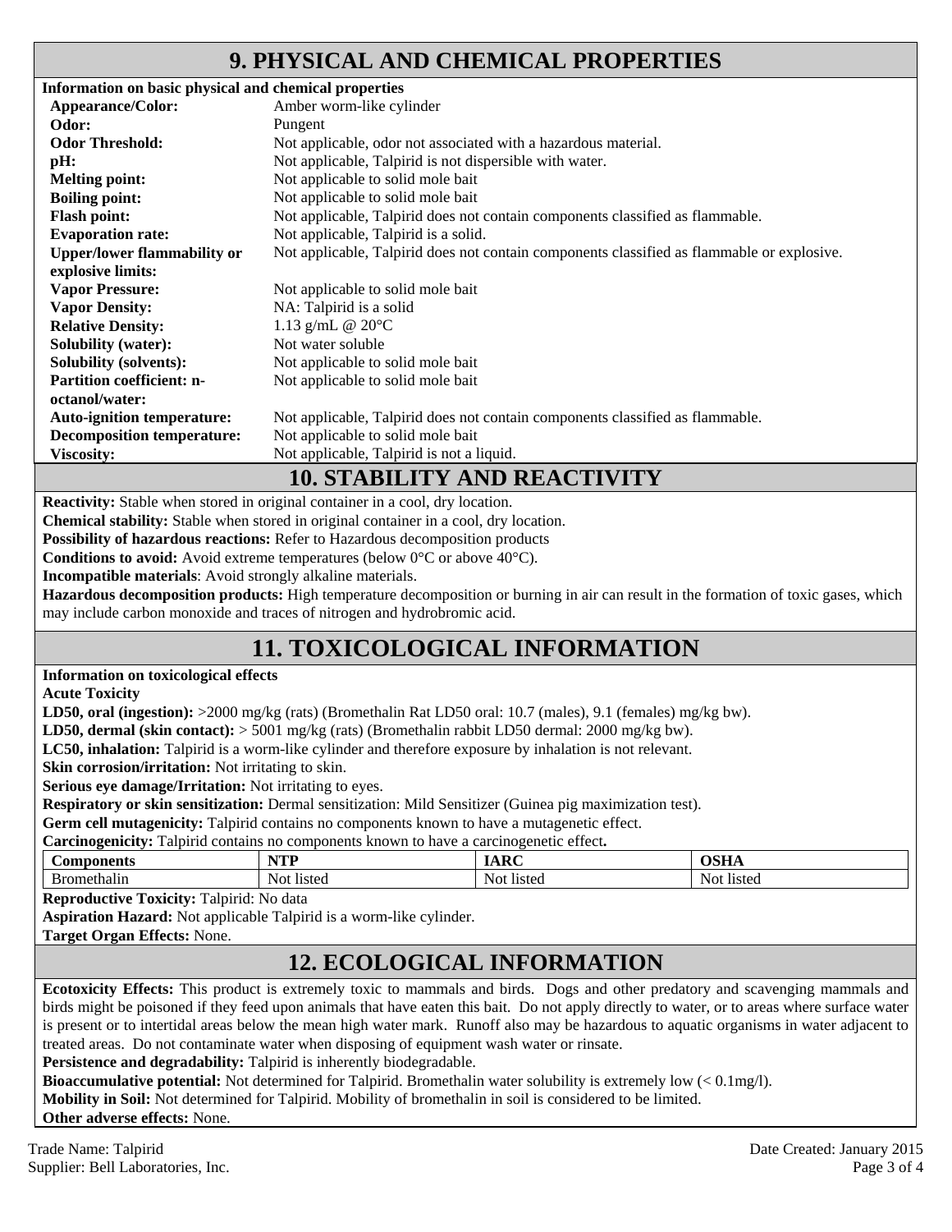## 9. PHYSICAL AND CHEMICAL PROPERTIES

**Information on basic physical and chemical properties**

| | |
|---|---|
| **Appearance/Color:** | Amber worm-like cylinder |
| **Odor:** | Pungent |
| **Odor Threshold:** | Not applicable, odor not associated with a hazardous material. |
| **pH:** | Not applicable, Talpirid is not dispersible with water. |
| **Melting point:** | Not applicable to solid mole bait |
| **Boiling point:** | Not applicable to solid mole bait |
| **Flash point:** | Not applicable, Talpirid does not contain components classified as flammable. |
| **Evaporation rate:** | Not applicable, Talpirid is a solid. |
| **Upper/lower flammability or explosive limits:** | Not applicable, Talpirid does not contain components classified as flammable or explosive. |
| **Vapor Pressure:** | Not applicable to solid mole bait |
| **Vapor Density:** | NA: Talpirid is a solid |
| **Relative Density:** | 1.13 g/mL @ 20°C |
| **Solubility (water):** | Not water soluble |
| **Solubility (solvents):** | Not applicable to solid mole bait |
| **Partition coefficient: n-octanol/water:** | Not applicable to solid mole bait |
| **Auto-ignition temperature:** | Not applicable, Talpirid does not contain components classified as flammable. |
| **Decomposition temperature:** | Not applicable to solid mole bait |
| **Viscosity:** | Not applicable, Talpirid is not a liquid. |

## 10. STABILITY AND REACTIVITY

**Reactivity:** Stable when stored in original container in a cool, dry location.

**Chemical stability:** Stable when stored in original container in a cool, dry location.

**Possibility of hazardous reactions:** Refer to Hazardous decomposition products

**Conditions to avoid:** Avoid extreme temperatures (below 0°C or above 40°C).

**Incompatible materials**: Avoid strongly alkaline materials.

**Hazardous decomposition products:** High temperature decomposition or burning in air can result in the formation of toxic gases, which may include carbon monoxide and traces of nitrogen and hydrobromic acid.

## 11. TOXICOLOGICAL INFORMATION

**Information on toxicological effects**

**Acute Toxicity**

**LD50, oral (ingestion):** >2000 mg/kg (rats) (Bromethalin Rat LD50 oral: 10.7 (males), 9.1 (females) mg/kg bw).

**LD50, dermal (skin contact):** > 5001 mg/kg (rats) (Bromethalin rabbit LD50 dermal: 2000 mg/kg bw).

**LC50, inhalation:** Talpirid is a worm-like cylinder and therefore exposure by inhalation is not relevant.

**Skin corrosion/irritation:** Not irritating to skin.

**Serious eye damage/Irritation:** Not irritating to eyes.

**Respiratory or skin sensitization:** Dermal sensitization: Mild Sensitizer (Guinea pig maximization test).

**Germ cell mutagenicity:** Talpirid contains no components known to have a mutagenetic effect.

**Carcinogenicity:** Talpirid contains no components known to have a carcinogenetic effect**.**

| Components | NTP | IARC | OSHA |
|---|---|---|---|
| Bromethalin | Not listed | Not listed | Not listed |

**Reproductive Toxicity:** Talpirid: No data

**Aspiration Hazard:** Not applicable Talpirid is a worm-like cylinder.

**Target Organ Effects:** None.

## 12. ECOLOGICAL INFORMATION

**Ecotoxicity Effects:** This product is extremely toxic to mammals and birds. Dogs and other predatory and scavenging mammals and birds might be poisoned if they feed upon animals that have eaten this bait. Do not apply directly to water, or to areas where surface water is present or to intertidal areas below the mean high water mark. Runoff also may be hazardous to aquatic organisms in water adjacent to treated areas. Do not contaminate water when disposing of equipment wash water or rinsate.

**Persistence and degradability:** Talpirid is inherently biodegradable.

**Bioaccumulative potential:** Not determined for Talpirid. Bromethalin water solubility is extremely low (< 0.1mg/l).

**Mobility in Soil:** Not determined for Talpirid. Mobility of bromethalin in soil is considered to be limited.

**Other adverse effects:** None.

Trade Name: Talpirid
Supplier: Bell Laboratories, Inc.
Date Created: January 2015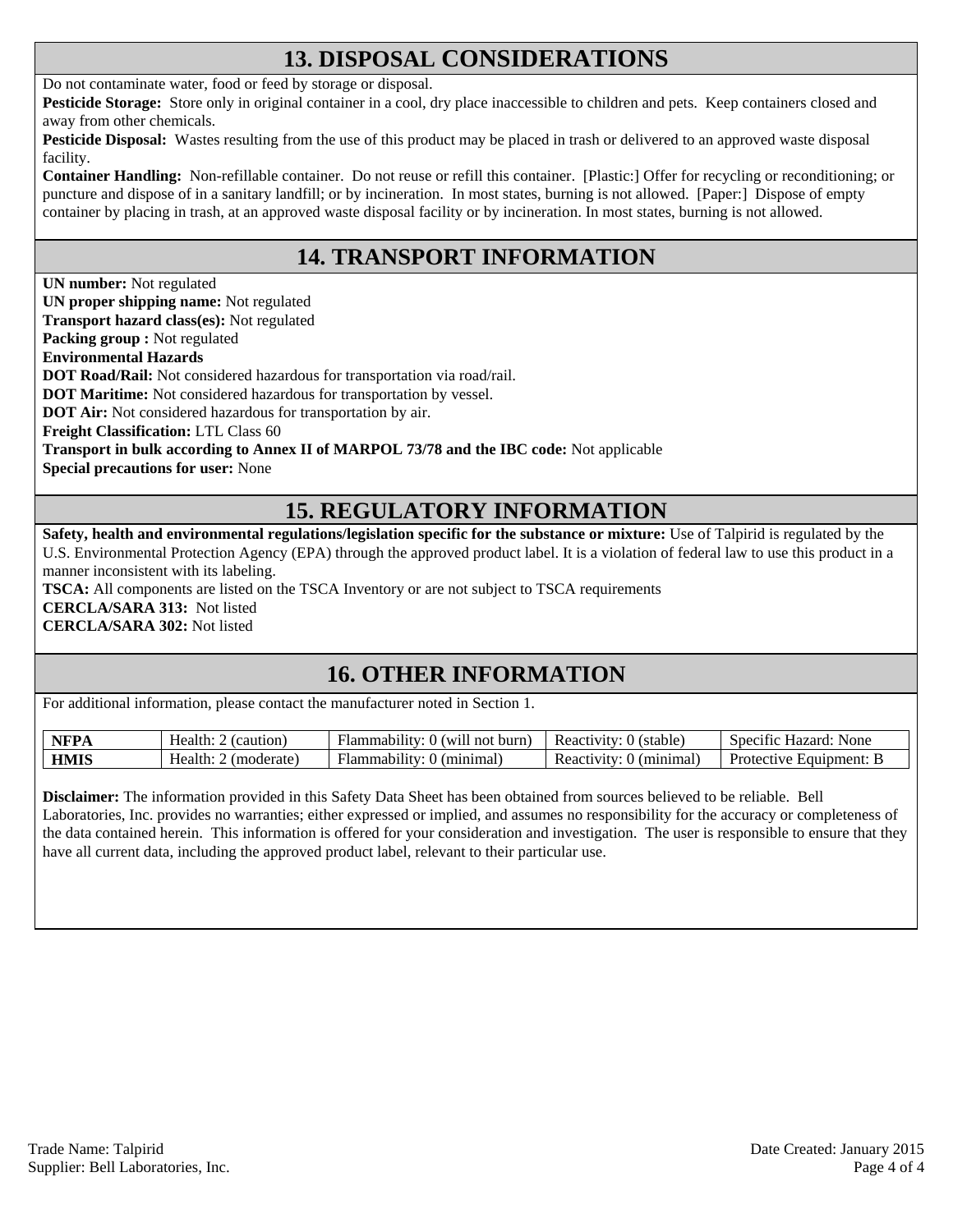## 13. DISPOSAL CONSIDERATIONS

Do not contaminate water, food or feed by storage or disposal.

**Pesticide Storage:** Store only in original container in a cool, dry place inaccessible to children and pets. Keep containers closed and away from other chemicals.

**Pesticide Disposal:** Wastes resulting from the use of this product may be placed in trash or delivered to an approved waste disposal facility.

**Container Handling:** Non-refillable container. Do not reuse or refill this container. [Plastic:] Offer for recycling or reconditioning; or puncture and dispose of in a sanitary landfill; or by incineration. In most states, burning is not allowed. [Paper:] Dispose of empty container by placing in trash, at an approved waste disposal facility or by incineration. In most states, burning is not allowed.

## 14. TRANSPORT INFORMATION

**UN number:** Not regulated

**UN proper shipping name:** Not regulated

**Transport hazard class(es):** Not regulated

**Packing group :** Not regulated

**Environmental Hazards**

**DOT Road/Rail:** Not considered hazardous for transportation via road/rail.

**DOT Maritime:** Not considered hazardous for transportation by vessel.

**DOT Air:** Not considered hazardous for transportation by air.

**Freight Classification:** LTL Class 60

**Transport in bulk according to Annex II of MARPOL 73/78 and the IBC code:** Not applicable

**Special precautions for user:** None

## 15. REGULATORY INFORMATION

**Safety, health and environmental regulations/legislation specific for the substance or mixture:** Use of Talpirid is regulated by the U.S. Environmental Protection Agency (EPA) through the approved product label. It is a violation of federal law to use this product in a manner inconsistent with its labeling.

**TSCA:** All components are listed on the TSCA Inventory or are not subject to TSCA requirements

**CERCLA/SARA 313:** Not listed

**CERCLA/SARA 302:** Not listed

## 16. OTHER INFORMATION

For additional information, please contact the manufacturer noted in Section 1.

| | | | | |
|---|---|---|---|---|
| **NFPA** | Health: 2 (caution) | Flammability: 0 (will not burn) | Reactivity: 0 (stable) | Specific Hazard: None |
| **HMIS** | Health: 2 (moderate) | Flammability: 0 (minimal) | Reactivity: 0 (minimal) | Protective Equipment: B |

**Disclaimer:** The information provided in this Safety Data Sheet has been obtained from sources believed to be reliable. Bell Laboratories, Inc. provides no warranties; either expressed or implied, and assumes no responsibility for the accuracy or completeness of the data contained herein. This information is offered for your consideration and investigation. The user is responsible to ensure that they have all current data, including the approved product label, relevant to their particular use.